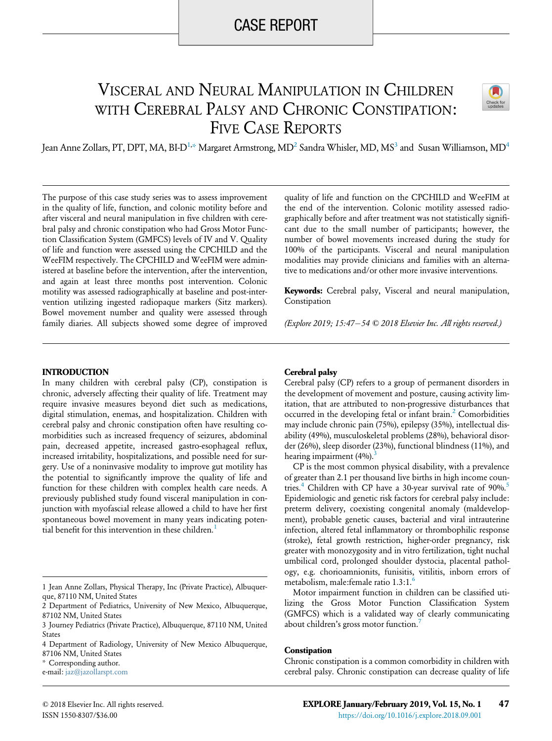CASE REPORT

# Visceral and Neural Manipulation in Children with Cerebral Palsy and Chronic Constipation: Five Case Reports

Jean Anne Zollars, PT, DPT, MA, BI-D[1,*] Margaret Armstrong, MD[2] Sandra Whisler, MD, MS[3] and Susan Williamson, MD[4]

The purpose of this case study series was to assess improvement in the quality of life, function, and colonic motility before and after visceral and neural manipulation in five children with cerebral palsy and chronic constipation who had Gross Motor Function Classification System (GMFCS) levels of IV and V. Quality of life and function were assessed using the CPCHILD and the WeeFIM respectively. The CPCHILD and WeeFIM were administered at baseline before the intervention, after the intervention, and again at least three months post intervention. Colonic motility was assessed radiographically at baseline and post-intervention utilizing ingested radiopaque markers (Sitz markers). Bowel movement number and quality were assessed through family diaries. All subjects showed some degree of improved quality of life and function on the CPCHILD and WeeFIM at the end of the intervention. Colonic motility assessed radiographically before and after treatment was not statistically significant due to the small number of participants; however, the number of bowel movements increased during the study for 100% of the participants. Visceral and neural manipulation modalities may provide clinicians and families with an alternative to medications and/or other more invasive interventions.

**Keywords:** Cerebral palsy, Visceral and neural manipulation, Constipation

*(Explore 2019; 15:47−54 © 2018 Elsevier Inc. All rights reserved.)*

## INTRODUCTION

In many children with cerebral palsy (CP), constipation is chronic, adversely affecting their quality of life. Treatment may require invasive measures beyond diet such as medications, digital stimulation, enemas, and hospitalization. Children with cerebral palsy and chronic constipation often have resulting comorbidities such as increased frequency of seizures, abdominal pain, decreased appetite, increased gastro-esophageal reflux, increased irritability, hospitalizations, and possible need for surgery. Use of a noninvasive modality to improve gut motility has the potential to significantly improve the quality of life and function for these children with complex health care needs. A previously published study found visceral manipulation in conjunction with myofascial release allowed a child to have her first spontaneous bowel movement in many years indicating potential benefit for this intervention in these children.[1]

### Cerebral palsy

Cerebral palsy (CP) refers to a group of permanent disorders in the development of movement and posture, causing activity limitation, that are attributed to non-progressive disturbances that occurred in the developing fetal or infant brain.[2] Comorbidities may include chronic pain (75%), epilepsy (35%), intellectual disability (49%), musculoskeletal problems (28%), behavioral disorder (26%), sleep disorder (23%), functional blindness (11%), and hearing impairment (4%).[3]

CP is the most common physical disability, with a prevalence of greater than 2.1 per thousand live births in high income countries.[4] Children with CP have a 30-year survival rate of 90%.[5] Epidemiologic and genetic risk factors for cerebral palsy include: preterm delivery, coexisting congenital anomaly (maldevelopment), probable genetic causes, bacterial and viral intrauterine infection, altered fetal inflammatory or thrombophilic response (stroke), fetal growth restriction, higher-order pregnancy, risk greater with monozygosity and in vitro fertilization, tight nuchal umbilical cord, prolonged shoulder dystocia, placental pathology, e.g. chorioamnionits, funisitis, vitilitis, inborn errors of metabolism, male:female ratio 1.3:1.[6]

Motor impairment function in children can be classified utilizing the Gross Motor Function Classification System (GMFCS) which is a validated way of clearly communicating about children's gross motor function.[7]

### Constipation

Chronic constipation is a common comorbidity in children with cerebral palsy. Chronic constipation can decrease quality of life

1 Jean Anne Zollars, Physical Therapy, Inc (Private Practice), Albuquerque, 87110 NM, United States

2 Department of Pediatrics, University of New Mexico, Albuquerque, 87102 NM, United States

3 Journey Pediatrics (Private Practice), Albuquerque, 87110 NM, United States

4 Department of Radiology, University of New Mexico Albuquerque, 87106 NM, United States

\* Corresponding author.

e-mail: jaz@jazollarspt.com

© 2018 Elsevier Inc. All rights reserved.
ISSN 1550-8307/$36.00

https://doi.org/10.1016/j.explore.2018.09.001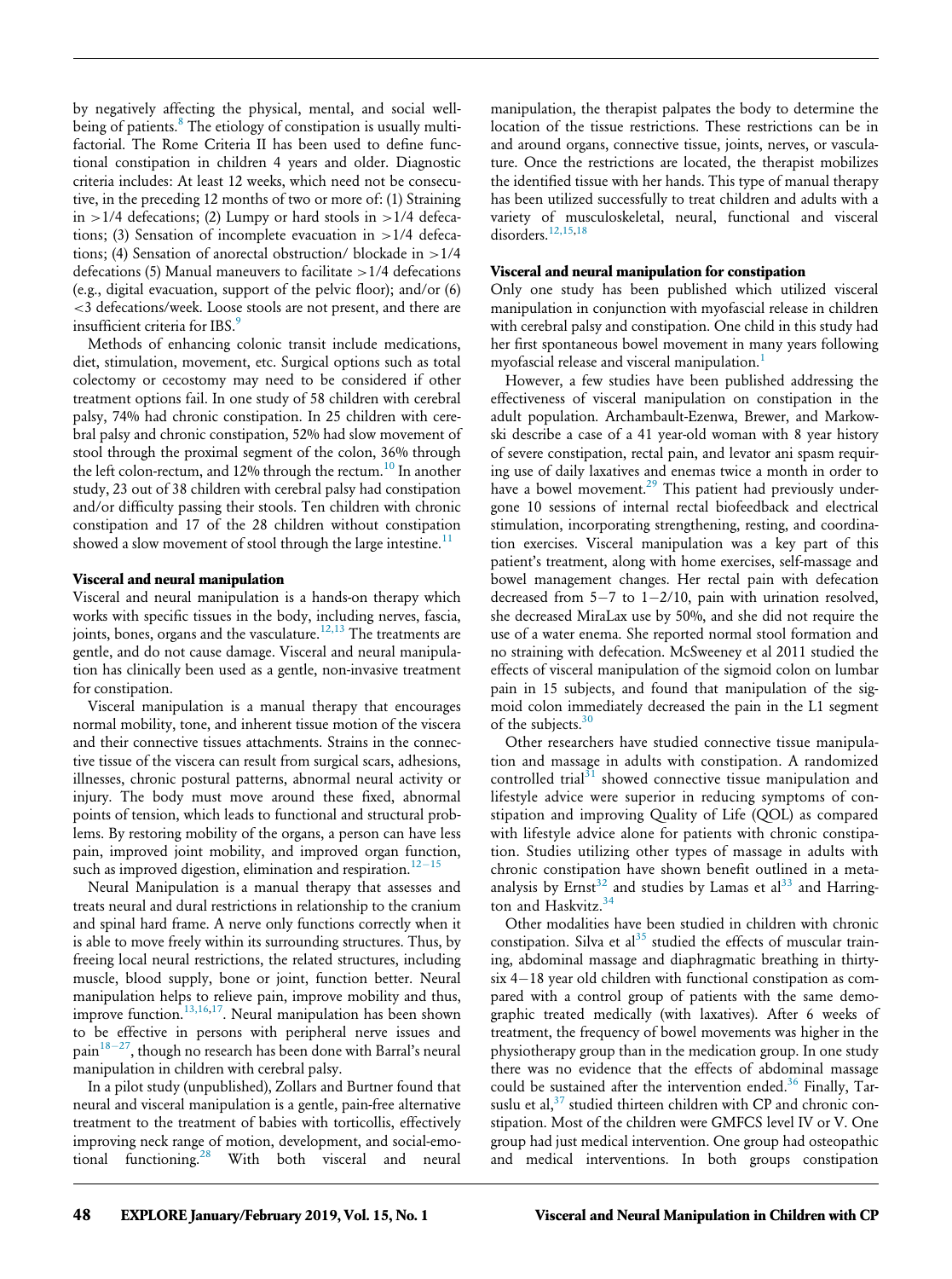by negatively affecting the physical, mental, and social well-being of patients.[8] The etiology of constipation is usually multifactorial. The Rome Criteria II has been used to define functional constipation in children 4 years and older. Diagnostic criteria includes: At least 12 weeks, which need not be consecutive, in the preceding 12 months of two or more of: (1) Straining in >1/4 defecations; (2) Lumpy or hard stools in >1/4 defecations; (3) Sensation of incomplete evacuation in >1/4 defecations; (4) Sensation of anorectal obstruction/ blockade in >1/4 defecations (5) Manual maneuvers to facilitate >1/4 defecations (e.g., digital evacuation, support of the pelvic floor); and/or (6) <3 defecations/week. Loose stools are not present, and there are insufficient criteria for IBS.[9]

Methods of enhancing colonic transit include medications, diet, stimulation, movement, etc. Surgical options such as total colectomy or cecostomy may need to be considered if other treatment options fail. In one study of 58 children with cerebral palsy, 74% had chronic constipation. In 25 children with cerebral palsy and chronic constipation, 52% had slow movement of stool through the proximal segment of the colon, 36% through the left colon-rectum, and 12% through the rectum.[10] In another study, 23 out of 38 children with cerebral palsy had constipation and/or difficulty passing their stools. Ten children with chronic constipation and 17 of the 28 children without constipation showed a slow movement of stool through the large intestine.[11]

### Visceral and neural manipulation

Visceral and neural manipulation is a hands-on therapy which works with specific tissues in the body, including nerves, fascia, joints, bones, organs and the vasculature.[12,13] The treatments are gentle, and do not cause damage. Visceral and neural manipulation has clinically been used as a gentle, non-invasive treatment for constipation.

Visceral manipulation is a manual therapy that encourages normal mobility, tone, and inherent tissue motion of the viscera and their connective tissues attachments. Strains in the connective tissue of the viscera can result from surgical scars, adhesions, illnesses, chronic postural patterns, abnormal neural activity or injury. The body must move around these fixed, abnormal points of tension, which leads to functional and structural problems. By restoring mobility of the organs, a person can have less pain, improved joint mobility, and improved organ function, such as improved digestion, elimination and respiration.[12−15]

Neural Manipulation is a manual therapy that assesses and treats neural and dural restrictions in relationship to the cranium and spinal hard frame. A nerve only functions correctly when it is able to move freely within its surrounding structures. Thus, by freeing local neural restrictions, the related structures, including muscle, blood supply, bone or joint, function better. Neural manipulation helps to relieve pain, improve mobility and thus, improve function.[13,16,17]. Neural manipulation has been shown to be effective in persons with peripheral nerve issues and pain[18−27], though no research has been done with Barral's neural manipulation in children with cerebral palsy.

In a pilot study (unpublished), Zollars and Burtner found that neural and visceral manipulation is a gentle, pain-free alternative treatment to the treatment of babies with torticollis, effectively improving neck range of motion, development, and social-emotional functioning.[28] With both visceral and neural manipulation, the therapist palpates the body to determine the location of the tissue restrictions. These restrictions can be in and around organs, connective tissue, joints, nerves, or vasculature. Once the restrictions are located, the therapist mobilizes the identified tissue with her hands. This type of manual therapy has been utilized successfully to treat children and adults with a variety of musculoskeletal, neural, functional and visceral disorders.[12,15,18]

### Visceral and neural manipulation for constipation

Only one study has been published which utilized visceral manipulation in conjunction with myofascial release in children with cerebral palsy and constipation. One child in this study had her first spontaneous bowel movement in many years following myofascial release and visceral manipulation.[1]

However, a few studies have been published addressing the effectiveness of visceral manipulation on constipation in the adult population. Archambault-Ezenwa, Brewer, and Markowski describe a case of a 41 year-old woman with 8 year history of severe constipation, rectal pain, and levator ani spasm requiring use of daily laxatives and enemas twice a month in order to have a bowel movement.[29] This patient had previously undergone 10 sessions of internal rectal biofeedback and electrical stimulation, incorporating strengthening, resting, and coordination exercises. Visceral manipulation was a key part of this patient's treatment, along with home exercises, self-massage and bowel management changes. Her rectal pain with defecation decreased from 5−7 to 1−2/10, pain with urination resolved, she decreased MiraLax use by 50%, and she did not require the use of a water enema. She reported normal stool formation and no straining with defecation. McSweeney et al 2011 studied the effects of visceral manipulation of the sigmoid colon on lumbar pain in 15 subjects, and found that manipulation of the sigmoid colon immediately decreased the pain in the L1 segment of the subjects.[30]

Other researchers have studied connective tissue manipulation and massage in adults with constipation. A randomized controlled trial[31] showed connective tissue manipulation and lifestyle advice were superior in reducing symptoms of constipation and improving Quality of Life (QOL) as compared with lifestyle advice alone for patients with chronic constipation. Studies utilizing other types of massage in adults with chronic constipation have shown benefit outlined in a meta-analysis by Ernst[32] and studies by Lamas et al[33] and Harrington and Haskvitz.[34]

Other modalities have been studied in children with chronic constipation. Silva et al[35] studied the effects of muscular training, abdominal massage and diaphragmatic breathing in thirty-six 4−18 year old children with functional constipation as compared with a control group of patients with the same demographic treated medically (with laxatives). After 6 weeks of treatment, the frequency of bowel movements was higher in the physiotherapy group than in the medication group. In one study there was no evidence that the effects of abdominal massage could be sustained after the intervention ended.[36] Finally, Tarsuslu et al,[37] studied thirteen children with CP and chronic constipation. Most of the children were GMFCS level IV or V. One group had just medical intervention. One group had osteopathic and medical interventions. In both groups constipation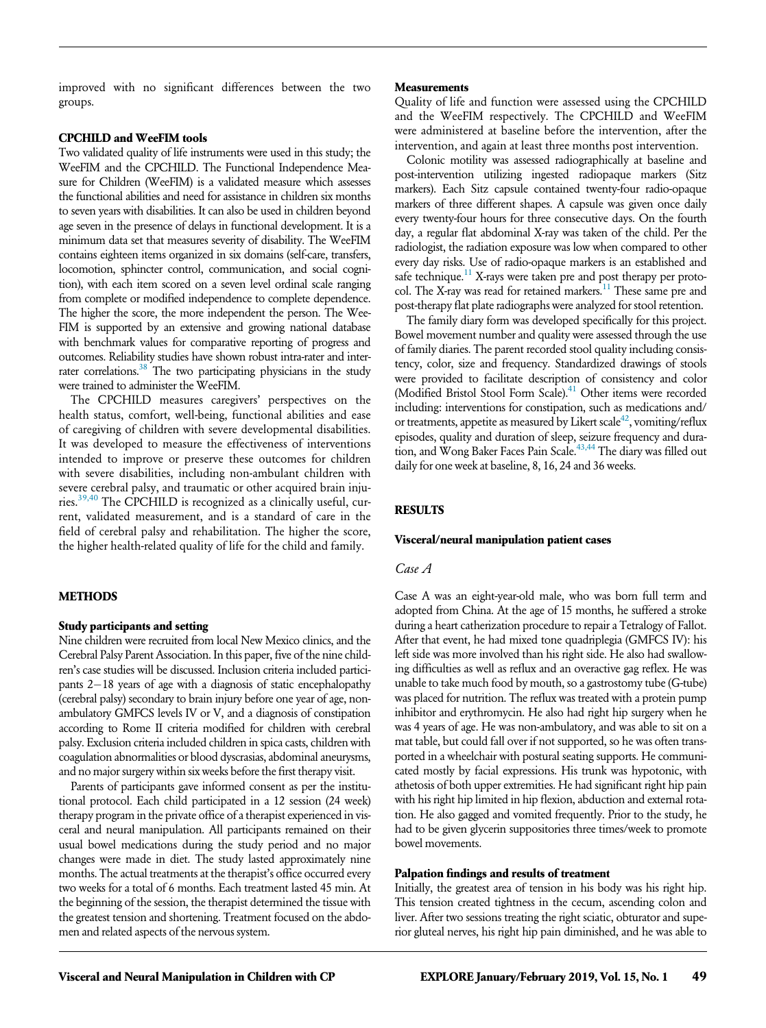improved with no significant differences between the two groups.

### CPCHILD and WeeFIM tools

Two validated quality of life instruments were used in this study; the WeeFIM and the CPCHILD. The Functional Independence Measure for Children (WeeFIM) is a validated measure which assesses the functional abilities and need for assistance in children six months to seven years with disabilities. It can also be used in children beyond age seven in the presence of delays in functional development. It is a minimum data set that measures severity of disability. The WeeFIM contains eighteen items organized in six domains (self-care, transfers, locomotion, sphincter control, communication, and social cognition), with each item scored on a seven level ordinal scale ranging from complete or modified independence to complete dependence. The higher the score, the more independent the person. The WeeFIM is supported by an extensive and growing national database with benchmark values for comparative reporting of progress and outcomes. Reliability studies have shown robust intra-rater and inter-rater correlations.[38] The two participating physicians in the study were trained to administer the WeeFIM.

The CPCHILD measures caregivers' perspectives on the health status, comfort, well-being, functional abilities and ease of caregiving of children with severe developmental disabilities. It was developed to measure the effectiveness of interventions intended to improve or preserve these outcomes for children with severe disabilities, including non-ambulant children with severe cerebral palsy, and traumatic or other acquired brain injuries.[39,40] The CPCHILD is recognized as a clinically useful, current, validated measurement, and is a standard of care in the field of cerebral palsy and rehabilitation. The higher the score, the higher health-related quality of life for the child and family.

## METHODS

### Study participants and setting

Nine children were recruited from local New Mexico clinics, and the Cerebral Palsy Parent Association. In this paper, five of the nine children's case studies will be discussed. Inclusion criteria included participants 2−18 years of age with a diagnosis of static encephalopathy (cerebral palsy) secondary to brain injury before one year of age, non-ambulatory GMFCS levels IV or V, and a diagnosis of constipation according to Rome II criteria modified for children with cerebral palsy. Exclusion criteria included children in spica casts, children with coagulation abnormalities or blood dyscrasias, abdominal aneurysms, and no major surgery within six weeks before the first therapy visit.

Parents of participants gave informed consent as per the institutional protocol. Each child participated in a 12 session (24 week) therapy program in the private office of a therapist experienced in visceral and neural manipulation. All participants remained on their usual bowel medications during the study period and no major changes were made in diet. The study lasted approximately nine months. The actual treatments at the therapist's office occurred every two weeks for a total of 6 months. Each treatment lasted 45 min. At the beginning of the session, the therapist determined the tissue with the greatest tension and shortening. Treatment focused on the abdomen and related aspects of the nervous system.

### Measurements

Quality of life and function were assessed using the CPCHILD and the WeeFIM respectively. The CPCHILD and WeeFIM were administered at baseline before the intervention, after the intervention, and again at least three months post intervention.

Colonic motility was assessed radiographically at baseline and post-intervention utilizing ingested radiopaque markers (Sitz markers). Each Sitz capsule contained twenty-four radio-opaque markers of three different shapes. A capsule was given once daily every twenty-four hours for three consecutive days. On the fourth day, a regular flat abdominal X-ray was taken of the child. Per the radiologist, the radiation exposure was low when compared to other every day risks. Use of radio-opaque markers is an established and safe technique.[11] X-rays were taken pre and post therapy per protocol. The X-ray was read for retained markers.[11] These same pre and post-therapy flat plate radiographs were analyzed for stool retention.

The family diary form was developed specifically for this project. Bowel movement number and quality were assessed through the use of family diaries. The parent recorded stool quality including consistency, color, size and frequency. Standardized drawings of stools were provided to facilitate description of consistency and color (Modified Bristol Stool Form Scale).[41] Other items were recorded including: interventions for constipation, such as medications and/or treatments, appetite as measured by Likert scale[42], vomiting/reflux episodes, quality and duration of sleep, seizure frequency and duration, and Wong Baker Faces Pain Scale.[43,44] The diary was filled out daily for one week at baseline, 8, 16, 24 and 36 weeks.

## RESULTS

### Visceral/neural manipulation patient cases

#### *Case A*

Case A was an eight-year-old male, who was born full term and adopted from China. At the age of 15 months, he suffered a stroke during a heart catheterization procedure to repair a Tetralogy of Fallot. After that event, he had mixed tone quadriplegia (GMFCS IV): his left side was more involved than his right side. He also had swallowing difficulties as well as reflux and an overactive gag reflex. He was unable to take much food by mouth, so a gastrostomy tube (G-tube) was placed for nutrition. The reflux was treated with a protein pump inhibitor and erythromycin. He also had right hip surgery when he was 4 years of age. He was non-ambulatory, and was able to sit on a mat table, but could fall over if not supported, so he was often transported in a wheelchair with postural seating supports. He communicated mostly by facial expressions. His trunk was hypotonic, with athetosis of both upper extremities. He had significant right hip pain with his right hip limited in hip flexion, abduction and external rotation. He also gagged and vomited frequently. Prior to the study, he had to be given glycerin suppositories three times/week to promote bowel movements.

### Palpation findings and results of treatment

Initially, the greatest area of tension in his body was his right hip. This tension created tightness in the cecum, ascending colon and liver. After two sessions treating the right sciatic, obturator and superior gluteal nerves, his right hip pain diminished, and he was able to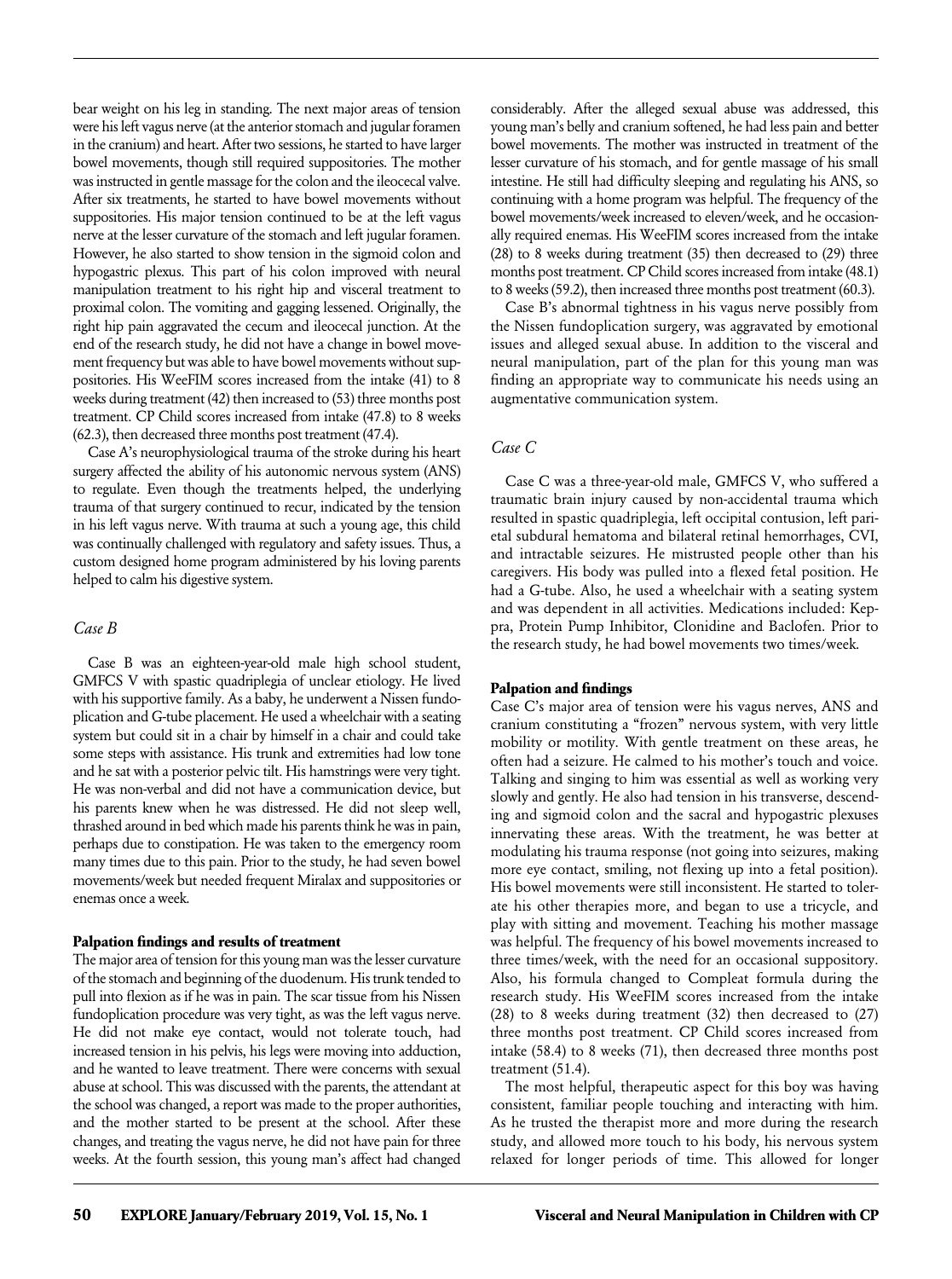bear weight on his leg in standing. The next major areas of tension were his left vagus nerve (at the anterior stomach and jugular foramen in the cranium) and heart. After two sessions, he started to have larger bowel movements, though still required suppositories. The mother was instructed in gentle massage for the colon and the ileocecal valve. After six treatments, he started to have bowel movements without suppositories. His major tension continued to be at the left vagus nerve at the lesser curvature of the stomach and left jugular foramen. However, he also started to show tension in the sigmoid colon and hypogastric plexus. This part of his colon improved with neural manipulation treatment to his right hip and visceral treatment to proximal colon. The vomiting and gagging lessened. Originally, the right hip pain aggravated the cecum and ileocecal junction. At the end of the research study, he did not have a change in bowel movement frequency but was able to have bowel movements without suppositories. His WeeFIM scores increased from the intake (41) to 8 weeks during treatment (42) then increased to (53) three months post treatment. CP Child scores increased from intake (47.8) to 8 weeks (62.3), then decreased three months post treatment (47.4).

Case A's neurophysiological trauma of the stroke during his heart surgery affected the ability of his autonomic nervous system (ANS) to regulate. Even though the treatments helped, the underlying trauma of that surgery continued to recur, indicated by the tension in his left vagus nerve. With trauma at such a young age, this child was continually challenged with regulatory and safety issues. Thus, a custom designed home program administered by his loving parents helped to calm his digestive system.

### *Case B*

Case B was an eighteen-year-old male high school student, GMFCS V with spastic quadriplegia of unclear etiology. He lived with his supportive family. As a baby, he underwent a Nissen fundoplication and G-tube placement. He used a wheelchair with a seating system but could sit in a chair by himself in a chair and could take some steps with assistance. His trunk and extremities had low tone and he sat with a posterior pelvic tilt. His hamstrings were very tight. He was non-verbal and did not have a communication device, but his parents knew when he was distressed. He did not sleep well, thrashed around in bed which made his parents think he was in pain, perhaps due to constipation. He was taken to the emergency room many times due to this pain. Prior to the study, he had seven bowel movements/week but needed frequent Miralax and suppositories or enemas once a week.

#### **Palpation findings and results of treatment**

The major area of tension for this young man was the lesser curvature of the stomach and beginning of the duodenum. His trunk tended to pull into flexion as if he was in pain. The scar tissue from his Nissen fundoplication procedure was very tight, as was the left vagus nerve. He did not make eye contact, would not tolerate touch, had increased tension in his pelvis, his legs were moving into adduction, and he wanted to leave treatment. There were concerns with sexual abuse at school. This was discussed with the parents, the attendant at the school was changed, a report was made to the proper authorities, and the mother started to be present at the school. After these changes, and treating the vagus nerve, he did not have pain for three weeks. At the fourth session, this young man's affect had changed considerably. After the alleged sexual abuse was addressed, this young man's belly and cranium softened, he had less pain and better bowel movements. The mother was instructed in treatment of the lesser curvature of his stomach, and for gentle massage of his small intestine. He still had difficulty sleeping and regulating his ANS, so continuing with a home program was helpful. The frequency of the bowel movements/week increased to eleven/week, and he occasionally required enemas. His WeeFIM scores increased from the intake (28) to 8 weeks during treatment (35) then decreased to (29) three months post treatment. CP Child scores increased from intake (48.1) to 8 weeks (59.2), then increased three months post treatment (60.3).

Case B's abnormal tightness in his vagus nerve possibly from the Nissen fundoplication surgery, was aggravated by emotional issues and alleged sexual abuse. In addition to the visceral and neural manipulation, part of the plan for this young man was finding an appropriate way to communicate his needs using an augmentative communication system.

### *Case C*

Case C was a three-year-old male, GMFCS V, who suffered a traumatic brain injury caused by non-accidental trauma which resulted in spastic quadriplegia, left occipital contusion, left parietal subdural hematoma and bilateral retinal hemorrhages, CVI, and intractable seizures. He mistrusted people other than his caregivers. His body was pulled into a flexed fetal position. He had a G-tube. Also, he used a wheelchair with a seating system and was dependent in all activities. Medications included: Keppra, Protein Pump Inhibitor, Clonidine and Baclofen. Prior to the research study, he had bowel movements two times/week.

#### **Palpation and findings**

Case C's major area of tension were his vagus nerves, ANS and cranium constituting a "frozen" nervous system, with very little mobility or motility. With gentle treatment on these areas, he often had a seizure. He calmed to his mother's touch and voice. Talking and singing to him was essential as well as working very slowly and gently. He also had tension in his transverse, descending and sigmoid colon and the sacral and hypogastric plexuses innervating these areas. With the treatment, he was better at modulating his trauma response (not going into seizures, making more eye contact, smiling, not flexing up into a fetal position). His bowel movements were still inconsistent. He started to tolerate his other therapies more, and began to use a tricycle, and play with sitting and movement. Teaching his mother massage was helpful. The frequency of his bowel movements increased to three times/week, with the need for an occasional suppository. Also, his formula changed to Compleat formula during the research study. His WeeFIM scores increased from the intake (28) to 8 weeks during treatment (32) then decreased to (27) three months post treatment. CP Child scores increased from intake (58.4) to 8 weeks (71), then decreased three months post treatment (51.4).

The most helpful, therapeutic aspect for this boy was having consistent, familiar people touching and interacting with him. As he trusted the therapist more and more during the research study, and allowed more touch to his body, his nervous system relaxed for longer periods of time. This allowed for longer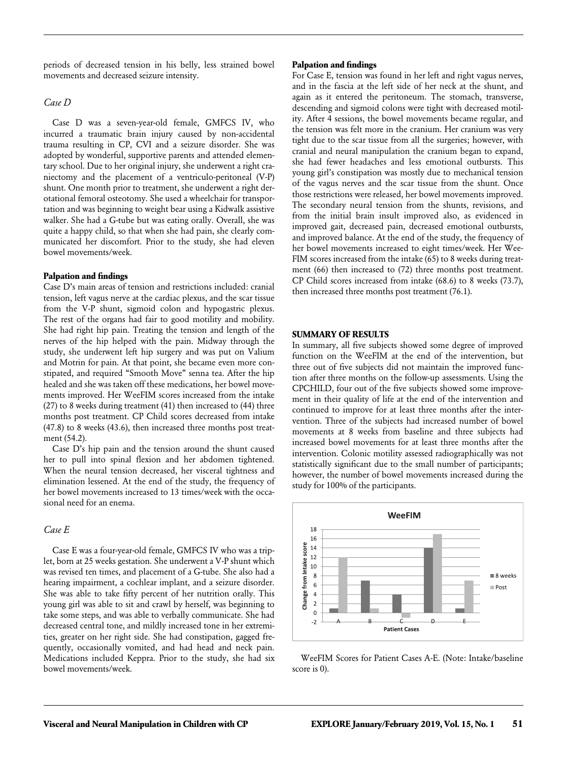periods of decreased tension in his belly, less strained bowel movements and decreased seizure intensity.

### *Case D*

Case D was a seven-year-old female, GMFCS IV, who incurred a traumatic brain injury caused by non-accidental trauma resulting in CP, CVI and a seizure disorder. She was adopted by wonderful, supportive parents and attended elementary school. Due to her original injury, she underwent a right craniectomy and the placement of a ventriculo-peritoneal (V-P) shunt. One month prior to treatment, she underwent a right derotational femoral osteotomy. She used a wheelchair for transportation and was beginning to weight bear using a Kidwalk assistive walker. She had a G-tube but was eating orally. Overall, she was quite a happy child, so that when she had pain, she clearly communicated her discomfort. Prior to the study, she had eleven bowel movements/week.

**Palpation and findings**

Case D's main areas of tension and restrictions included: cranial tension, left vagus nerve at the cardiac plexus, and the scar tissue from the V-P shunt, sigmoid colon and hypogastric plexus. The rest of the organs had fair to good motility and mobility. She had right hip pain. Treating the tension and length of the nerves of the hip helped with the pain. Midway through the study, she underwent left hip surgery and was put on Valium and Motrin for pain. At that point, she became even more constipated, and required "Smooth Move" senna tea. After the hip healed and she was taken off these medications, her bowel movements improved. Her WeeFIM scores increased from the intake (27) to 8 weeks during treatment (41) then increased to (44) three months post treatment. CP Child scores decreased from intake (47.8) to 8 weeks (43.6), then increased three months post treatment (54.2).

Case D's hip pain and the tension around the shunt caused her to pull into spinal flexion and her abdomen tightened. When the neural tension decreased, her visceral tightness and elimination lessened. At the end of the study, the frequency of her bowel movements increased to 13 times/week with the occasional need for an enema.

### *Case E*

Case E was a four-year-old female, GMFCS IV who was a triplet, born at 25 weeks gestation. She underwent a V-P shunt which was revised ten times, and placement of a G-tube. She also had a hearing impairment, a cochlear implant, and a seizure disorder. She was able to take fifty percent of her nutrition orally. This young girl was able to sit and crawl by herself, was beginning to take some steps, and was able to verbally communicate. She had decreased central tone, and mildly increased tone in her extremities, greater on her right side. She had constipation, gagged frequently, occasionally vomited, and had head and neck pain. Medications included Keppra. Prior to the study, she had six bowel movements/week.

**Palpation and findings**

For Case E, tension was found in her left and right vagus nerves, and in the fascia at the left side of her neck at the shunt, and again as it entered the peritoneum. The stomach, transverse, descending and sigmoid colons were tight with decreased motility. After 4 sessions, the bowel movements became regular, and the tension was felt more in the cranium. Her cranium was very tight due to the scar tissue from all the surgeries; however, with cranial and neural manipulation the cranium began to expand, she had fewer headaches and less emotional outbursts. This young girl's constipation was mostly due to mechanical tension of the vagus nerves and the scar tissue from the shunt. Once those restrictions were released, her bowel movements improved. The secondary neural tension from the shunts, revisions, and from the initial brain insult improved also, as evidenced in improved gait, decreased pain, decreased emotional outbursts, and improved balance. At the end of the study, the frequency of her bowel movements increased to eight times/week. Her WeeFIM scores increased from the intake (65) to 8 weeks during treatment (66) then increased to (72) three months post treatment. CP Child scores increased from intake (68.6) to 8 weeks (73.7), then increased three months post treatment (76.1).

## SUMMARY OF RESULTS

In summary, all five subjects showed some degree of improved function on the WeeFIM at the end of the intervention, but three out of five subjects did not maintain the improved function after three months on the follow-up assessments. Using the CPCHILD, four out of the five subjects showed some improvement in their quality of life at the end of the intervention and continued to improve for at least three months after the intervention. Three of the subjects had increased number of bowel movements at 8 weeks from baseline and three subjects had increased bowel movements for at least three months after the intervention. Colonic motility assessed radiographically was not statistically significant due to the small number of participants; however, the number of bowel movements increased during the study for 100% of the participants.

WeeFIM Scores for Patient Cases A-E. (Note: Intake/baseline score is 0).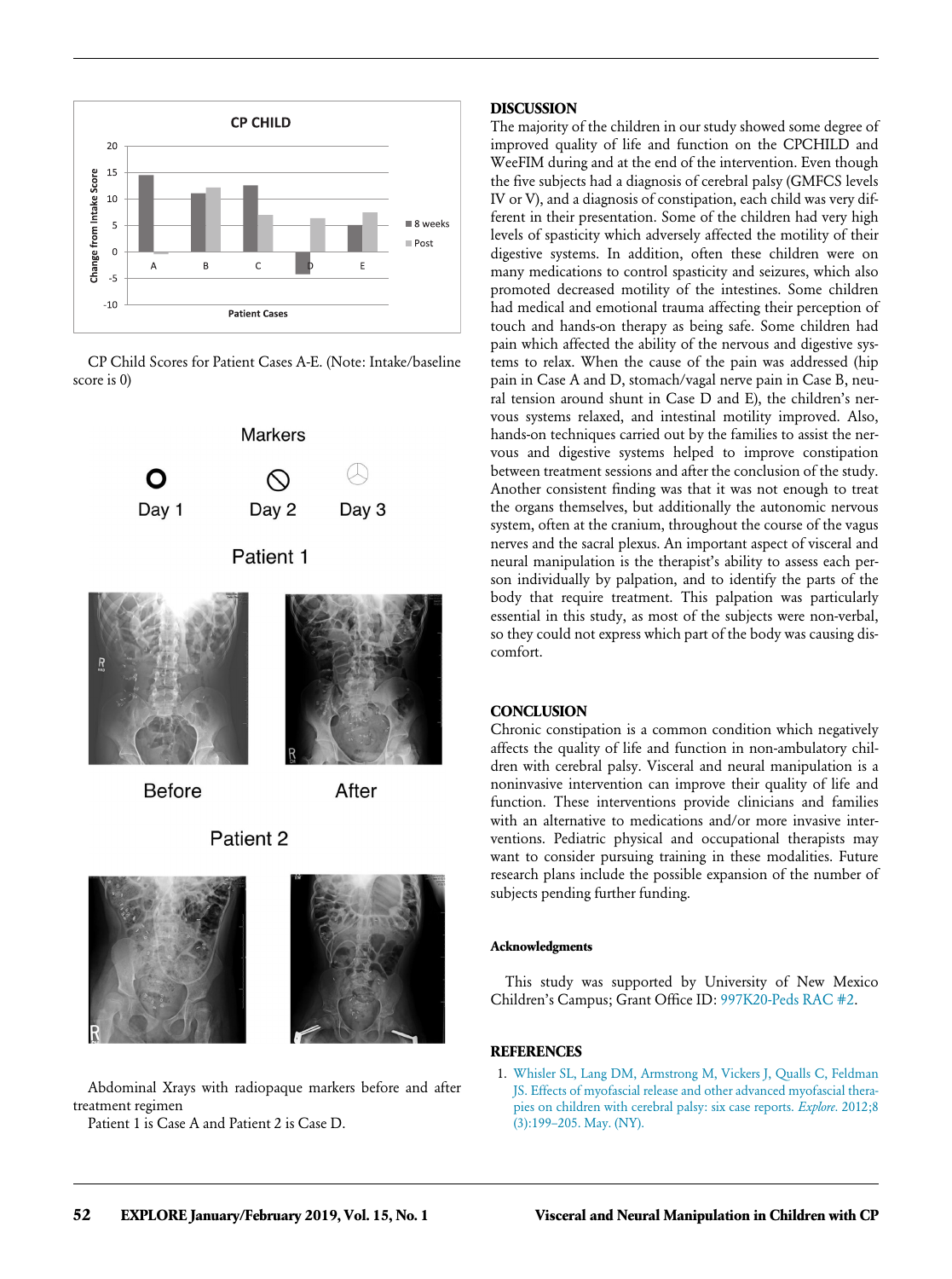CP CHILD

20
15
10
5
0
-5
-10

Change from Intake Score

A
B
C
D
E

Patient Cases

8 weeks
Post

CP Child Scores for Patient Cases A-E. (Note: Intake/baseline score is 0)

Markers

Day 1
Day 2
Day 3

Patient 1

Before
After

Patient 2

Abdominal Xrays with radiopaque markers before and after treatment regimen

Patient 1 is Case A and Patient 2 is Case D.

## DISCUSSION

The majority of the children in our study showed some degree of improved quality of life and function on the CPCHILD and WeeFIM during and at the end of the intervention. Even though the five subjects had a diagnosis of cerebral palsy (GMFCS levels IV or V), and a diagnosis of constipation, each child was very different in their presentation. Some of the children had very high levels of spasticity which adversely affected the motility of their digestive systems. In addition, often these children were on many medications to control spasticity and seizures, which also promoted decreased motility of the intestines. Some children had medical and emotional trauma affecting their perception of touch and hands-on therapy as being safe. Some children had pain which affected the ability of the nervous and digestive systems to relax. When the cause of the pain was addressed (hip pain in Case A and D, stomach/vagal nerve pain in Case B, neural tension around shunt in Case D and E), the children's nervous systems relaxed, and intestinal motility improved. Also, hands-on techniques carried out by the families to assist the nervous and digestive systems helped to improve constipation between treatment sessions and after the conclusion of the study. Another consistent finding was that it was not enough to treat the organs themselves, but additionally the autonomic nervous system, often at the cranium, throughout the course of the vagus nerves and the sacral plexus. An important aspect of visceral and neural manipulation is the therapist's ability to assess each person individually by palpation, and to identify the parts of the body that require treatment. This palpation was particularly essential in this study, as most of the subjects were non-verbal, so they could not express which part of the body was causing discomfort.

## CONCLUSION

Chronic constipation is a common condition which negatively affects the quality of life and function in non-ambulatory children with cerebral palsy. Visceral and neural manipulation is a noninvasive intervention can improve their quality of life and function. These interventions provide clinicians and families with an alternative to medications and/or more invasive interventions. Pediatric physical and occupational therapists may want to consider pursuing training in these modalities. Future research plans include the possible expansion of the number of subjects pending further funding.

### Acknowledgments

This study was supported by University of New Mexico Children's Campus; Grant Office ID: 997K20-Peds RAC #2.

## REFERENCES

1. Whisler SL, Lang DM, Armstrong M, Vickers J, Qualls C, Feldman JS. Effects of myofascial release and other advanced myofascial therapies on children with cerebral palsy: six case reports. *Explore*. 2012;8(3):199–205. May. (NY).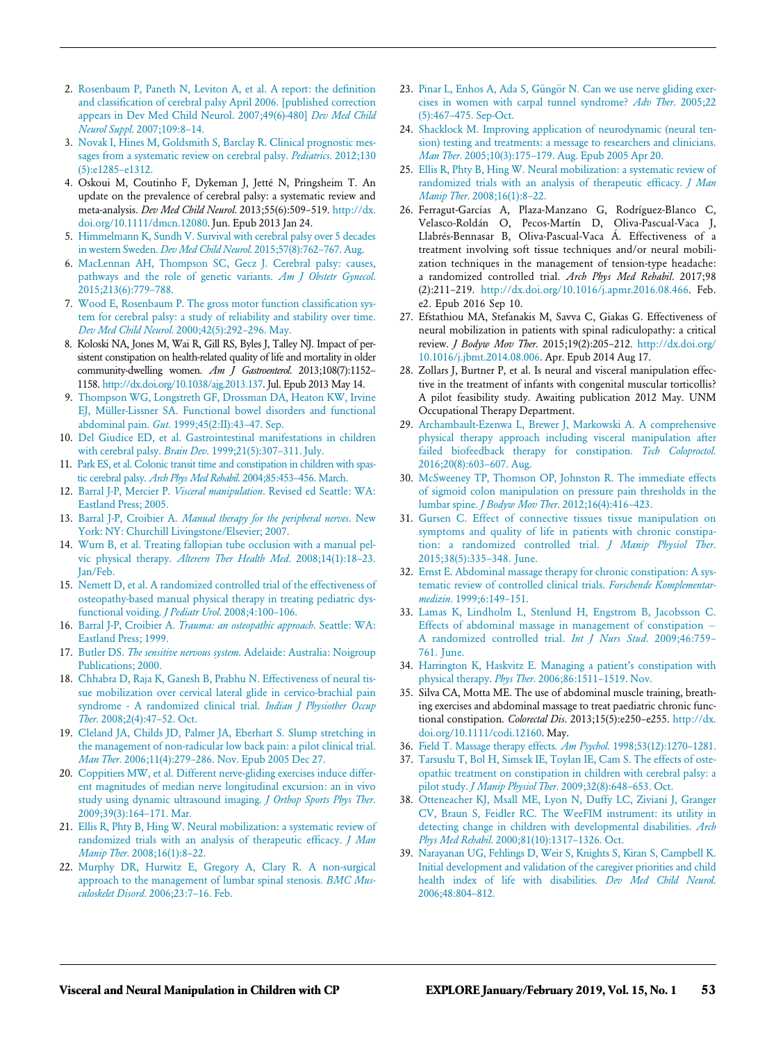2. Rosenbaum P, Paneth N, Leviton A, et al. A report: the definition and classification of cerebral palsy April 2006. [published correction appears in Dev Med Child Neurol. 2007;49(6)-480] *Dev Med Child Neurol Suppl*. 2007;109:8–14.
3. Novak I, Hines M, Goldsmith S, Barclay R. Clinical prognostic messages from a systematic review on cerebral palsy. *Pediatrics*. 2012;130 (5):e1285–e1312.
4. Oskoui M, Coutinho F, Dykeman J, Jetté N, Pringsheim T. An update on the prevalence of cerebral palsy: a systematic review and meta-analysis. *Dev Med Child Neurol*. 2013;55(6):509–519. http://dx.doi.org/10.1111/dmcn.12080. Jun. Epub 2013 Jan 24.
5. Himmelmann K, Sundh V. Survival with cerebral palsy over 5 decades in western Sweden. *Dev Med Child Neurol*. 2015;57(8):762–767. Aug.
6. MacLennan AH, Thompson SC, Gecz J. Cerebral palsy: causes, pathways and the role of genetic variants. *Am J Obstetr Gynecol*. 2015;213(6):779–788.
7. Wood E, Rosenbaum P. The gross motor function classification system for cerebral palsy: a study of reliability and stability over time. *Dev Med Child Neurol*. 2000;42(5):292–296. May.
8. Koloski NA, Jones M, Wai R, Gill RS, Byles J, Talley NJ. Impact of persistent constipation on health-related quality of life and mortality in older community-dwelling women. *Am J Gastroenterol*. 2013;108(7):1152–1158. http://dx.doi.org/10.1038/ajg.2013.137. Jul. Epub 2013 May 14.
9. Thompson WG, Longstreth GF, Drossman DA, Heaton KW, Irvine EJ, Müller-Lissner SA. Functional bowel disorders and functional abdominal pain. *Gut*. 1999;45(2:II):43–47. Sep.
10. Del Giudice ED, et al. Gastrointestinal manifestations in children with cerebral palsy. *Brain Dev*. 1999;21(5):307–311. July.
11. Park ES, et al. Colonic transit time and constipation in children with spastic cerebral palsy. *Arch Phys Med Rehabil*. 2004;85:453–456. March.
12. Barral J-P, Mercier P. *Visceral manipulation*. Revised ed Seattle: WA: Eastland Press; 2005.
13. Barral J-P, Croibier A. *Manual therapy for the peripheral nerves*. New York: NY: Churchill Livingstone/Elsevier; 2007.
14. Wurn B, et al. Treating fallopian tube occlusion with a manual pelvic physical therapy. *Alterern Ther Health Med*. 2008;14(1):18–23. Jan/Feb.
15. Nemett D, et al. A randomized controlled trial of the effectiveness of osteopathy-based manual physical therapy in treating pediatric dysfunctional voiding. *J Pediatr Urol*. 2008;4:100–106.
16. Barral J-P, Croibier A. *Trauma: an osteopathic approach*. Seattle: WA: Eastland Press; 1999.
17. Butler DS. *The sensitive nervous system*. Adelaide: Australia: Noigroup Publications; 2000.
18. Chhabra D, Raja K, Ganesh B, Prabhu N. Effectiveness of neural tissue mobilization over cervical lateral glide in cervico-brachial pain syndrome - A randomized clinical trial. *Indian J Physiother Occup Ther*. 2008;2(4):47–52. Oct.
19. Cleland JA, Childs JD, Palmer JA, Eberhart S. Slump stretching in the management of non-radicular low back pain: a pilot clinical trial. *Man Ther*. 2006;11(4):279–286. Nov. Epub 2005 Dec 27.
20. Coppitiers MW, et al. Different nerve-gliding exercises induce different magnitudes of median nerve longitudinal excursion: an in vivo study using dynamic ultrasound imaging. *J Orthop Sports Phys Ther*. 2009;39(3):164–171. Mar.
21. Ellis R, Phty B, Hing W. Neural mobilization: a systematic review of randomized trials with an analysis of therapeutic efficacy. *J Man Manip Ther*. 2008;16(1):8–22.
22. Murphy DR, Hurwitz E, Gregory A, Clary R. A non-surgical approach to the management of lumbar spinal stenosis. *BMC Musculoskelet Disord*. 2006;23:7–16. Feb.
23. Pinar L, Enhos A, Ada S, Güngör N. Can we use nerve gliding exercises in women with carpal tunnel syndrome? *Adv Ther*. 2005;22 (5):467–475. Sep-Oct.
24. Shacklock M. Improving application of neurodynamic (neural tension) testing and treatments: a message to researchers and clinicians. *Man Ther*. 2005;10(3):175–179. Aug. Epub 2005 Apr 20.
25. Ellis R, Phty B, Hing W. Neural mobilization: a systematic review of randomized trials with an analysis of therapeutic efficacy. *J Man Manip Ther*. 2008;16(1):8–22.
26. Ferragut-Garcías A, Plaza-Manzano G, Rodríguez-Blanco C, Velasco-Roldán O, Pecos-Martín D, Oliva-Pascual-Vaca J, Llabrés-Bennasar B, Oliva-Pascual-Vaca Á. Effectiveness of a treatment involving soft tissue techniques and/or neural mobilization techniques in the management of tension-type headache: a randomized controlled trial. *Arch Phys Med Rehabil*. 2017;98 (2):211–219. http://dx.doi.org/10.1016/j.apmr.2016.08.466. Feb. e2. Epub 2016 Sep 10.
27. Efstathiou MA, Stefanakis M, Savva C, Giakas G. Effectiveness of neural mobilization in patients with spinal radiculopathy: a critical review. *J Bodyw Mov Ther*. 2015;19(2):205–212. http://dx.doi.org/10.1016/j.jbmt.2014.08.006. Apr. Epub 2014 Aug 17.
28. Zollars J, Burtner P, et al. Is neural and visceral manipulation effective in the treatment of infants with congenital muscular torticollis? A pilot feasibility study. Awaiting publication 2012 May. UNM Occupational Therapy Department.
29. Archambault-Ezenwa L, Brewer J, Markowski A. A comprehensive physical therapy approach including visceral manipulation after failed biofeedback therapy for constipation. *Tech Coloproctol*. 2016;20(8):603–607. Aug.
30. McSweeney TP, Thomson OP, Johnston R. The immediate effects of sigmoid colon manipulation on pressure pain thresholds in the lumbar spine. *J Bodyw Mov Ther*. 2012;16(4):416–423.
31. Gursen C. Effect of connective tissues tissue manipulation on symptoms and quality of life in patients with chronic constipation: a randomized controlled trial. *J Manip Physiol Ther*. 2015;38(5):335–348. June.
32. Ernst E. Abdominal massage therapy for chronic constipation: A systematic review of controlled clinical trials. *Forschende Komplementarmedizin*. 1999;6:149–151.
33. Lamas K, Lindholm L, Stenlund H, Engstrom B, Jacobsson C. Effects of abdominal massage in management of constipation – A randomized controlled trial. *Int J Nurs Stud*. 2009;46:759–761. June.
34. Harrington K, Haskvitz E. Managing a patient's constipation with physical therapy. *Phys Ther*. 2006;86:1511–1519. Nov.
35. Silva CA, Motta ME. The use of abdominal muscle training, breathing exercises and abdominal massage to treat paediatric chronic functional constipation. *Colorectal Dis*. 2013;15(5):e250–e255. http://dx.doi.org/10.1111/codi.12160. May.
36. Field T. Massage therapy effects. *Am Psychol*. 1998;53(12):1270–1281.
37. Tarsuslu T, Bol H, Simsek IE, Toylan IE, Cam S. The effects of osteopathic treatment on constipation in children with cerebral palsy: a pilot study. *J Manip Physiol Ther*. 2009;32(8):648–653. Oct.
38. Otteneacher KJ, Msall ME, Lyon N, Duffy LC, Ziviani J, Granger CV, Braun S, Feidler RC. The WeeFIM instrument: its utility in detecting change in children with developmental disabilities. *Arch Phys Med Rehabil*. 2000;81(10):1317–1326. Oct.
39. Narayanan UG, Fehlings D, Weir S, Knights S, Kiran S, Campbell K. Initial development and validation of the caregiver priorities and child health index of life with disabilities. *Dev Med Child Neurol*. 2006;48:804–812.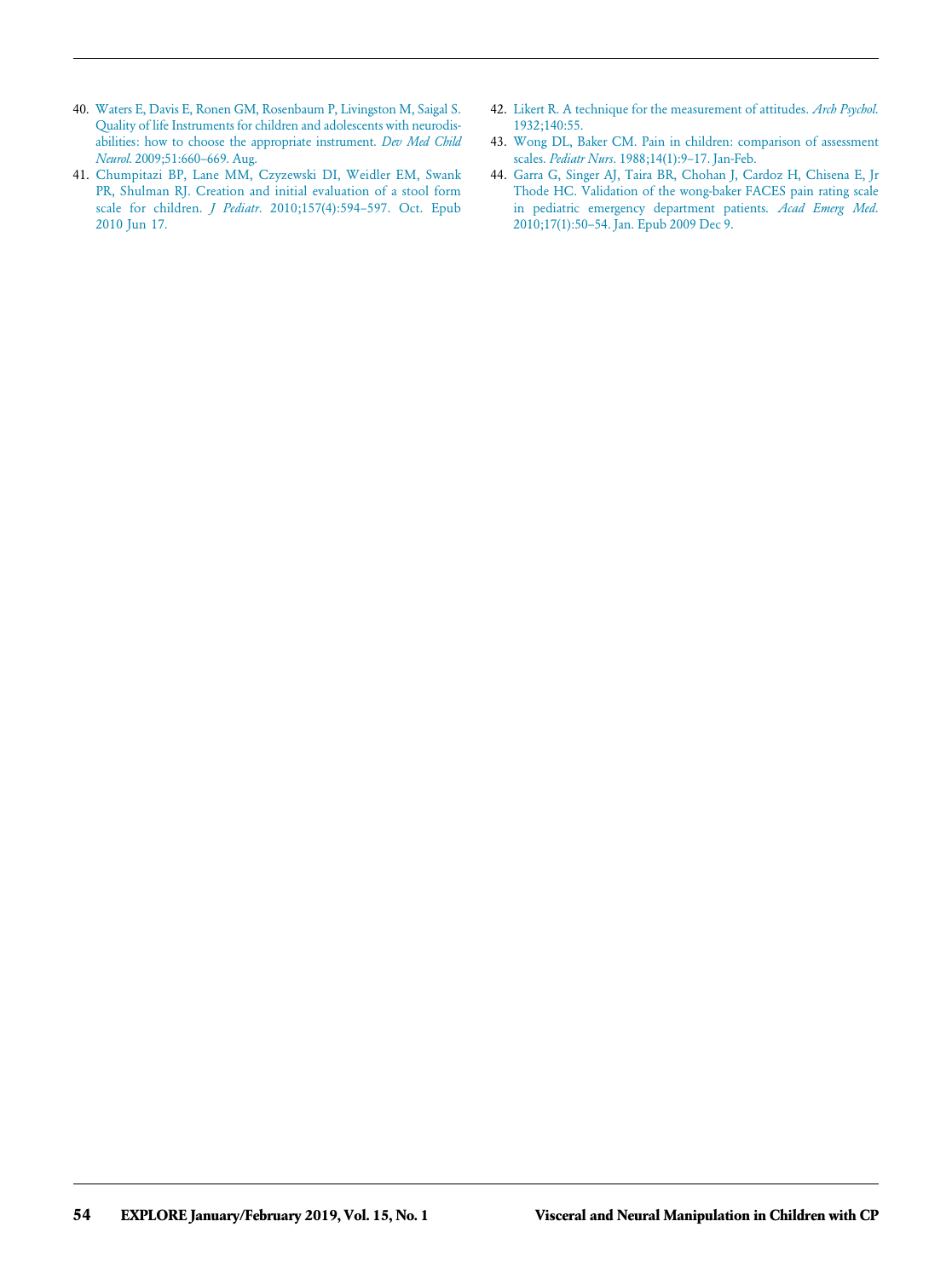40. Waters E, Davis E, Ronen GM, Rosenbaum P, Livingston M, Saigal S. Quality of life Instruments for children and adolescents with neurodisabilities: how to choose the appropriate instrument. *Dev Med Child Neurol*. 2009;51:660–669. Aug.
41. Chumpitazi BP, Lane MM, Czyzewski DI, Weidler EM, Swank PR, Shulman RJ. Creation and initial evaluation of a stool form scale for children. *J Pediatr*. 2010;157(4):594–597. Oct. Epub 2010 Jun 17.
42. Likert R. A technique for the measurement of attitudes. *Arch Psychol*. 1932;140:55.
43. Wong DL, Baker CM. Pain in children: comparison of assessment scales. *Pediatr Nurs*. 1988;14(1):9–17. Jan-Feb.
44. Garra G, Singer AJ, Taira BR, Chohan J, Cardoz H, Chisena E, Jr Thode HC. Validation of the wong-baker FACES pain rating scale in pediatric emergency department patients. *Acad Emerg Med*. 2010;17(1):50–54. Jan. Epub 2009 Dec 9.